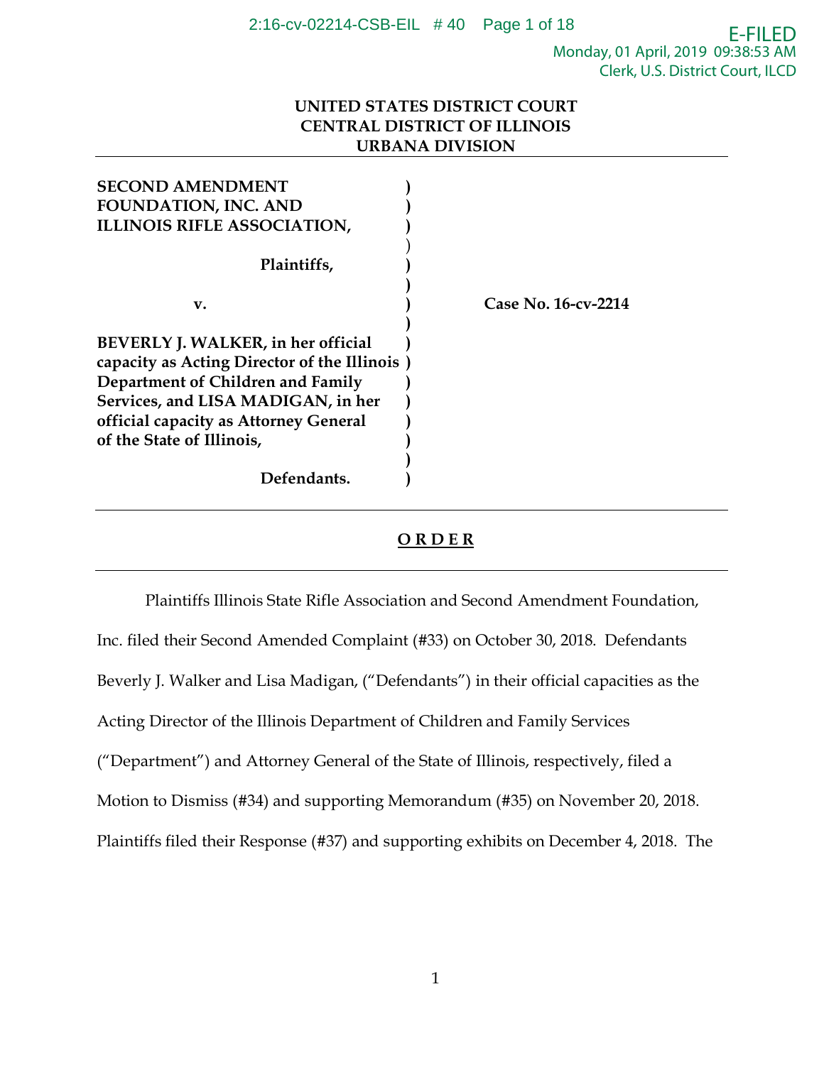**UNITED STATES DISTRICT COURT**
**CENTRAL DISTRICT OF ILLINOIS**
**URBANA DIVISION**

---

**SECOND AMENDMENT FOUNDATION, INC. AND ILLINOIS RIFLE ASSOCIATION,**

**Plaintiffs,**

**v.**

**BEVERLY J. WALKER, in her official capacity as Acting Director of the Illinois Department of Children and Family Services, and LISA MADIGAN, in her official capacity as Attorney General of the State of Illinois,**

**Defendants.**

**Case No. 16-cv-2214**

---

**O R D E R**

---

Plaintiffs Illinois State Rifle Association and Second Amendment Foundation, Inc. filed their Second Amended Complaint (#33) on October 30, 2018. Defendants Beverly J. Walker and Lisa Madigan, ("Defendants") in their official capacities as the Acting Director of the Illinois Department of Children and Family Services ("Department") and Attorney General of the State of Illinois, respectively, filed a Motion to Dismiss (#34) and supporting Memorandum (#35) on November 20, 2018. Plaintiffs filed their Response (#37) and supporting exhibits on December 4, 2018. The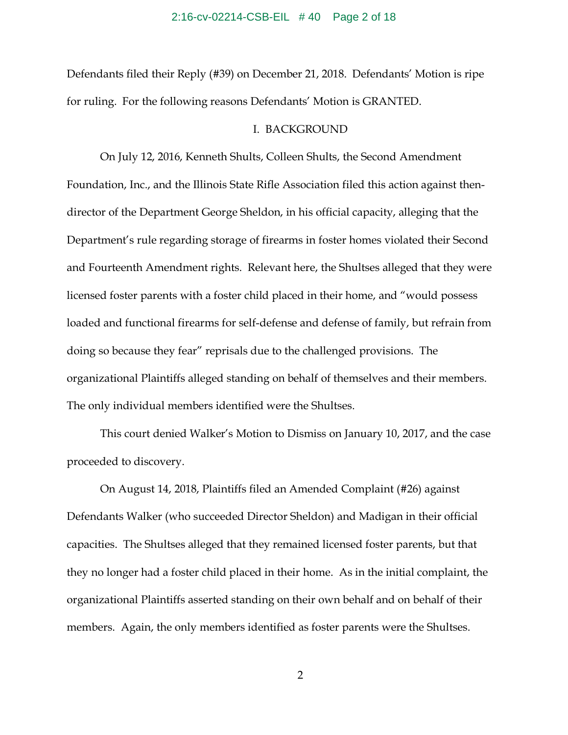Defendants filed their Reply (#39) on December 21, 2018. Defendants' Motion is ripe for ruling. For the following reasons Defendants' Motion is GRANTED.

## I. BACKGROUND

On July 12, 2016, Kenneth Shults, Colleen Shults, the Second Amendment Foundation, Inc., and the Illinois State Rifle Association filed this action against then-director of the Department George Sheldon, in his official capacity, alleging that the Department's rule regarding storage of firearms in foster homes violated their Second and Fourteenth Amendment rights. Relevant here, the Shultses alleged that they were licensed foster parents with a foster child placed in their home, and "would possess loaded and functional firearms for self-defense and defense of family, but refrain from doing so because they fear" reprisals due to the challenged provisions. The organizational Plaintiffs alleged standing on behalf of themselves and their members. The only individual members identified were the Shultses.

This court denied Walker's Motion to Dismiss on January 10, 2017, and the case proceeded to discovery.

On August 14, 2018, Plaintiffs filed an Amended Complaint (#26) against Defendants Walker (who succeeded Director Sheldon) and Madigan in their official capacities. The Shultses alleged that they remained licensed foster parents, but that they no longer had a foster child placed in their home. As in the initial complaint, the organizational Plaintiffs asserted standing on their own behalf and on behalf of their members. Again, the only members identified as foster parents were the Shultses.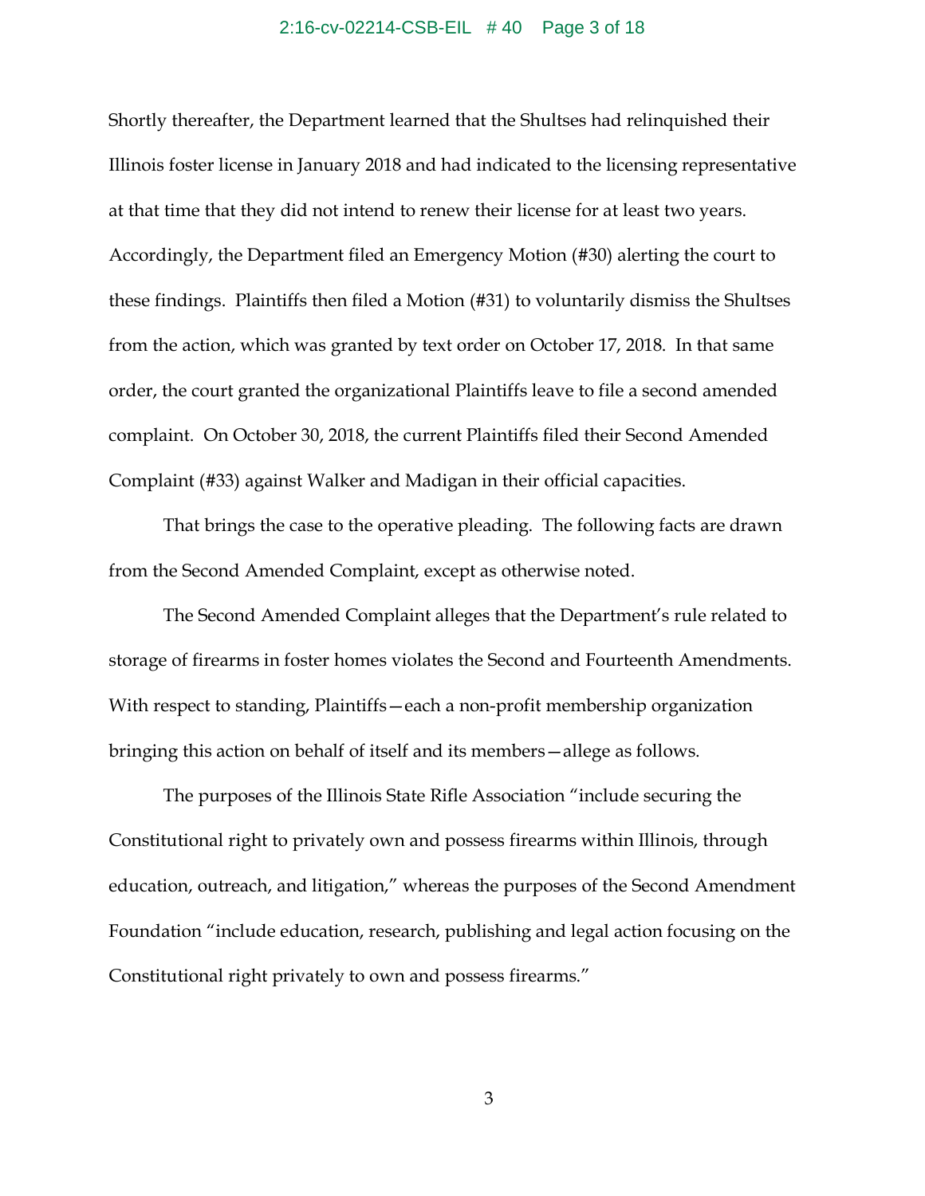Shortly thereafter, the Department learned that the Shultses had relinquished their Illinois foster license in January 2018 and had indicated to the licensing representative at that time that they did not intend to renew their license for at least two years. Accordingly, the Department filed an Emergency Motion (#30) alerting the court to these findings. Plaintiffs then filed a Motion (#31) to voluntarily dismiss the Shultses from the action, which was granted by text order on October 17, 2018. In that same order, the court granted the organizational Plaintiffs leave to file a second amended complaint. On October 30, 2018, the current Plaintiffs filed their Second Amended Complaint (#33) against Walker and Madigan in their official capacities.

That brings the case to the operative pleading. The following facts are drawn from the Second Amended Complaint, except as otherwise noted.

The Second Amended Complaint alleges that the Department's rule related to storage of firearms in foster homes violates the Second and Fourteenth Amendments. With respect to standing, Plaintiffs—each a non-profit membership organization bringing this action on behalf of itself and its members—allege as follows.

The purposes of the Illinois State Rifle Association "include securing the Constitutional right to privately own and possess firearms within Illinois, through education, outreach, and litigation," whereas the purposes of the Second Amendment Foundation "include education, research, publishing and legal action focusing on the Constitutional right privately to own and possess firearms."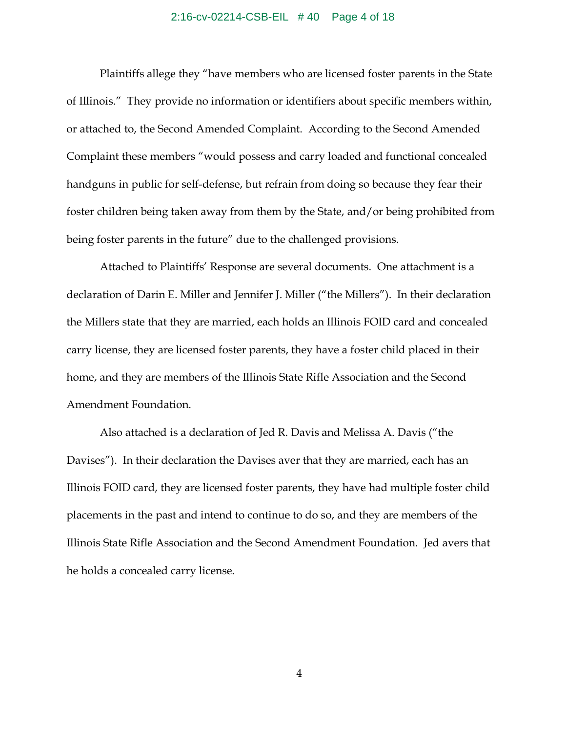Plaintiffs allege they "have members who are licensed foster parents in the State of Illinois." They provide no information or identifiers about specific members within, or attached to, the Second Amended Complaint. According to the Second Amended Complaint these members "would possess and carry loaded and functional concealed handguns in public for self-defense, but refrain from doing so because they fear their foster children being taken away from them by the State, and/or being prohibited from being foster parents in the future" due to the challenged provisions.

Attached to Plaintiffs' Response are several documents. One attachment is a declaration of Darin E. Miller and Jennifer J. Miller ("the Millers"). In their declaration the Millers state that they are married, each holds an Illinois FOID card and concealed carry license, they are licensed foster parents, they have a foster child placed in their home, and they are members of the Illinois State Rifle Association and the Second Amendment Foundation.

Also attached is a declaration of Jed R. Davis and Melissa A. Davis ("the Davises"). In their declaration the Davises aver that they are married, each has an Illinois FOID card, they are licensed foster parents, they have had multiple foster child placements in the past and intend to continue to do so, and they are members of the Illinois State Rifle Association and the Second Amendment Foundation. Jed avers that he holds a concealed carry license.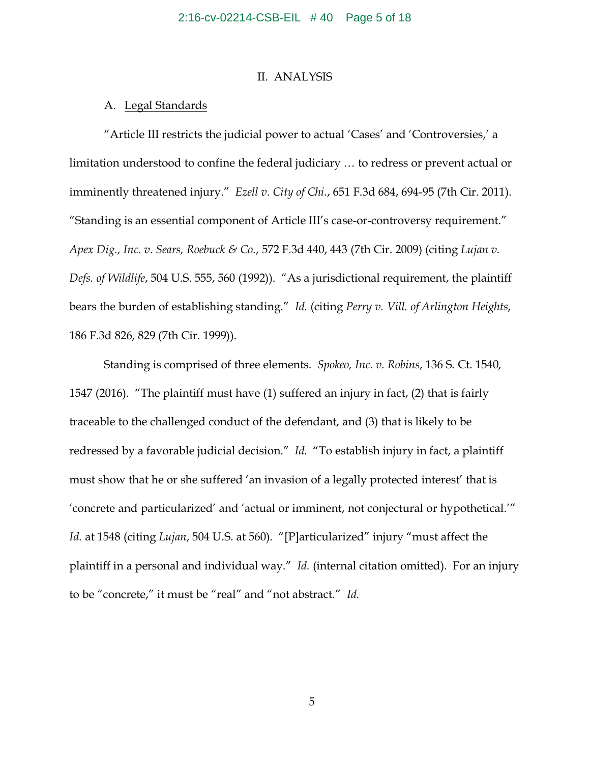## II. ANALYSIS

### A. Legal Standards

"Article III restricts the judicial power to actual 'Cases' and 'Controversies,' a limitation understood to confine the federal judiciary … to redress or prevent actual or imminently threatened injury." *Ezell v. City of Chi.*, 651 F.3d 684, 694-95 (7th Cir. 2011). "Standing is an essential component of Article III's case-or-controversy requirement." *Apex Dig., Inc. v. Sears, Roebuck & Co.*, 572 F.3d 440, 443 (7th Cir. 2009) (citing *Lujan v. Defs. of Wildlife*, 504 U.S. 555, 560 (1992)). "As a jurisdictional requirement, the plaintiff bears the burden of establishing standing." *Id.* (citing *Perry v. Vill. of Arlington Heights*, 186 F.3d 826, 829 (7th Cir. 1999)).

Standing is comprised of three elements. *Spokeo, Inc. v. Robins*, 136 S. Ct. 1540, 1547 (2016). "The plaintiff must have (1) suffered an injury in fact, (2) that is fairly traceable to the challenged conduct of the defendant, and (3) that is likely to be redressed by a favorable judicial decision." *Id.* "To establish injury in fact, a plaintiff must show that he or she suffered 'an invasion of a legally protected interest' that is 'concrete and particularized' and 'actual or imminent, not conjectural or hypothetical.'" *Id.* at 1548 (citing *Lujan*, 504 U.S. at 560). "[P]articularized" injury "must affect the plaintiff in a personal and individual way." *Id.* (internal citation omitted). For an injury to be "concrete," it must be "real" and "not abstract." *Id.*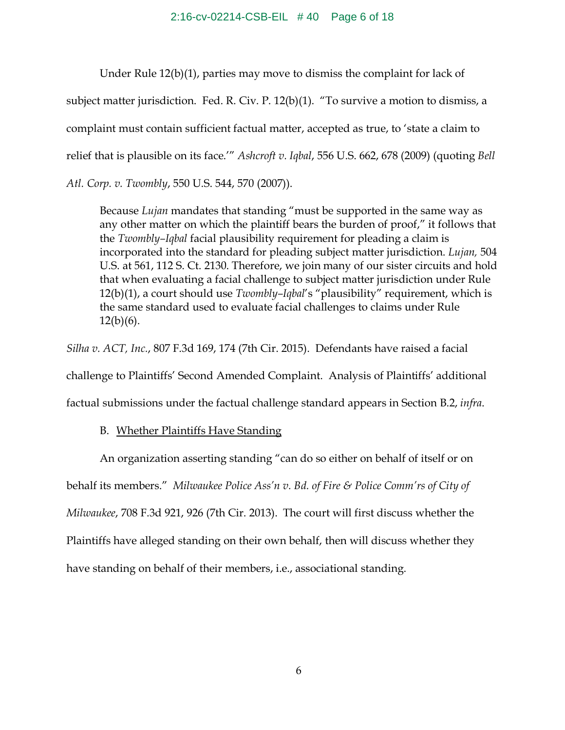Under Rule 12(b)(1), parties may move to dismiss the complaint for lack of subject matter jurisdiction. Fed. R. Civ. P. 12(b)(1). "To survive a motion to dismiss, a complaint must contain sufficient factual matter, accepted as true, to 'state a claim to relief that is plausible on its face.'" *Ashcroft v. Iqbal*, 556 U.S. 662, 678 (2009) (quoting *Bell Atl. Corp. v. Twombly*, 550 U.S. 544, 570 (2007)).

> Because *Lujan* mandates that standing "must be supported in the same way as any other matter on which the plaintiff bears the burden of proof," it follows that the *Twombly–Iqbal* facial plausibility requirement for pleading a claim is incorporated into the standard for pleading subject matter jurisdiction. *Lujan,* 504 U.S. at 561, 112 S. Ct. 2130. Therefore, we join many of our sister circuits and hold that when evaluating a facial challenge to subject matter jurisdiction under Rule 12(b)(1), a court should use *Twombly–Iqbal*'s "plausibility" requirement, which is the same standard used to evaluate facial challenges to claims under Rule 12(b)(6).

*Silha v. ACT, Inc.*, 807 F.3d 169, 174 (7th Cir. 2015). Defendants have raised a facial challenge to Plaintiffs' Second Amended Complaint. Analysis of Plaintiffs' additional factual submissions under the factual challenge standard appears in Section B.2, *infra*.

B. Whether Plaintiffs Have Standing

An organization asserting standing "can do so either on behalf of itself or on behalf its members." *Milwaukee Police Ass'n v. Bd. of Fire & Police Comm'rs of City of Milwaukee*, 708 F.3d 921, 926 (7th Cir. 2013). The court will first discuss whether the Plaintiffs have alleged standing on their own behalf, then will discuss whether they have standing on behalf of their members, i.e., associational standing.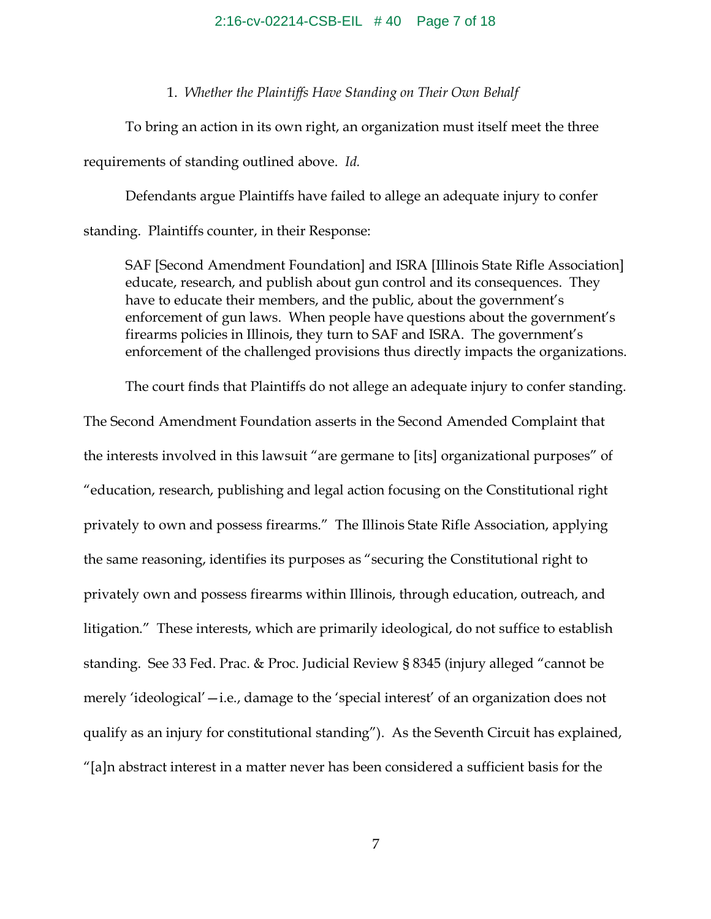### 1. *Whether the Plaintiffs Have Standing on Their Own Behalf*

To bring an action in its own right, an organization must itself meet the three requirements of standing outlined above. *Id.*

Defendants argue Plaintiffs have failed to allege an adequate injury to confer standing. Plaintiffs counter, in their Response:

> SAF [Second Amendment Foundation] and ISRA [Illinois State Rifle Association] educate, research, and publish about gun control and its consequences. They have to educate their members, and the public, about the government's enforcement of gun laws. When people have questions about the government's firearms policies in Illinois, they turn to SAF and ISRA. The government's enforcement of the challenged provisions thus directly impacts the organizations.

The court finds that Plaintiffs do not allege an adequate injury to confer standing. The Second Amendment Foundation asserts in the Second Amended Complaint that the interests involved in this lawsuit "are germane to [its] organizational purposes" of "education, research, publishing and legal action focusing on the Constitutional right privately to own and possess firearms." The Illinois State Rifle Association, applying the same reasoning, identifies its purposes as "securing the Constitutional right to privately own and possess firearms within Illinois, through education, outreach, and litigation." These interests, which are primarily ideological, do not suffice to establish standing. See 33 Fed. Prac. & Proc. Judicial Review § 8345 (injury alleged "cannot be merely 'ideological'—i.e., damage to the 'special interest' of an organization does not qualify as an injury for constitutional standing"). As the Seventh Circuit has explained, "[a]n abstract interest in a matter never has been considered a sufficient basis for the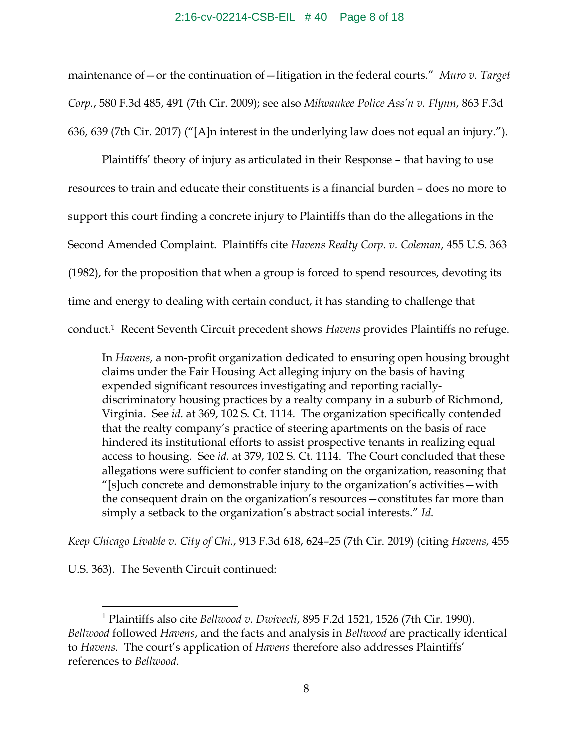maintenance of—or the continuation of—litigation in the federal courts." *Muro v. Target Corp.*, 580 F.3d 485, 491 (7th Cir. 2009); see also *Milwaukee Police Ass'n v. Flynn*, 863 F.3d 636, 639 (7th Cir. 2017) ("[A]n interest in the underlying law does not equal an injury.").

Plaintiffs' theory of injury as articulated in their Response – that having to use resources to train and educate their constituents is a financial burden – does no more to support this court finding a concrete injury to Plaintiffs than do the allegations in the Second Amended Complaint. Plaintiffs cite *Havens Realty Corp. v. Coleman*, 455 U.S. 363 (1982), for the proposition that when a group is forced to spend resources, devoting its time and energy to dealing with certain conduct, it has standing to challenge that conduct.[1] Recent Seventh Circuit precedent shows *Havens* provides Plaintiffs no refuge.

> In *Havens*, a non-profit organization dedicated to ensuring open housing brought claims under the Fair Housing Act alleging injury on the basis of having expended significant resources investigating and reporting racially-discriminatory housing practices by a realty company in a suburb of Richmond, Virginia. See *id.* at 369, 102 S. Ct. 1114. The organization specifically contended that the realty company's practice of steering apartments on the basis of race hindered its institutional efforts to assist prospective tenants in realizing equal access to housing. See *id.* at 379, 102 S. Ct. 1114. The Court concluded that these allegations were sufficient to confer standing on the organization, reasoning that "[s]uch concrete and demonstrable injury to the organization's activities—with the consequent drain on the organization's resources—constitutes far more than simply a setback to the organization's abstract social interests." *Id.*

*Keep Chicago Livable v. City of Chi.*, 913 F.3d 618, 624–25 (7th Cir. 2019) (citing *Havens*, 455 U.S. 363). The Seventh Circuit continued:

[1] Plaintiffs also cite *Bellwood v. Dwivecli*, 895 F.2d 1521, 1526 (7th Cir. 1990). *Bellwood* followed *Havens*, and the facts and analysis in *Bellwood* are practically identical to *Havens*. The court's application of *Havens* therefore also addresses Plaintiffs' references to *Bellwood*.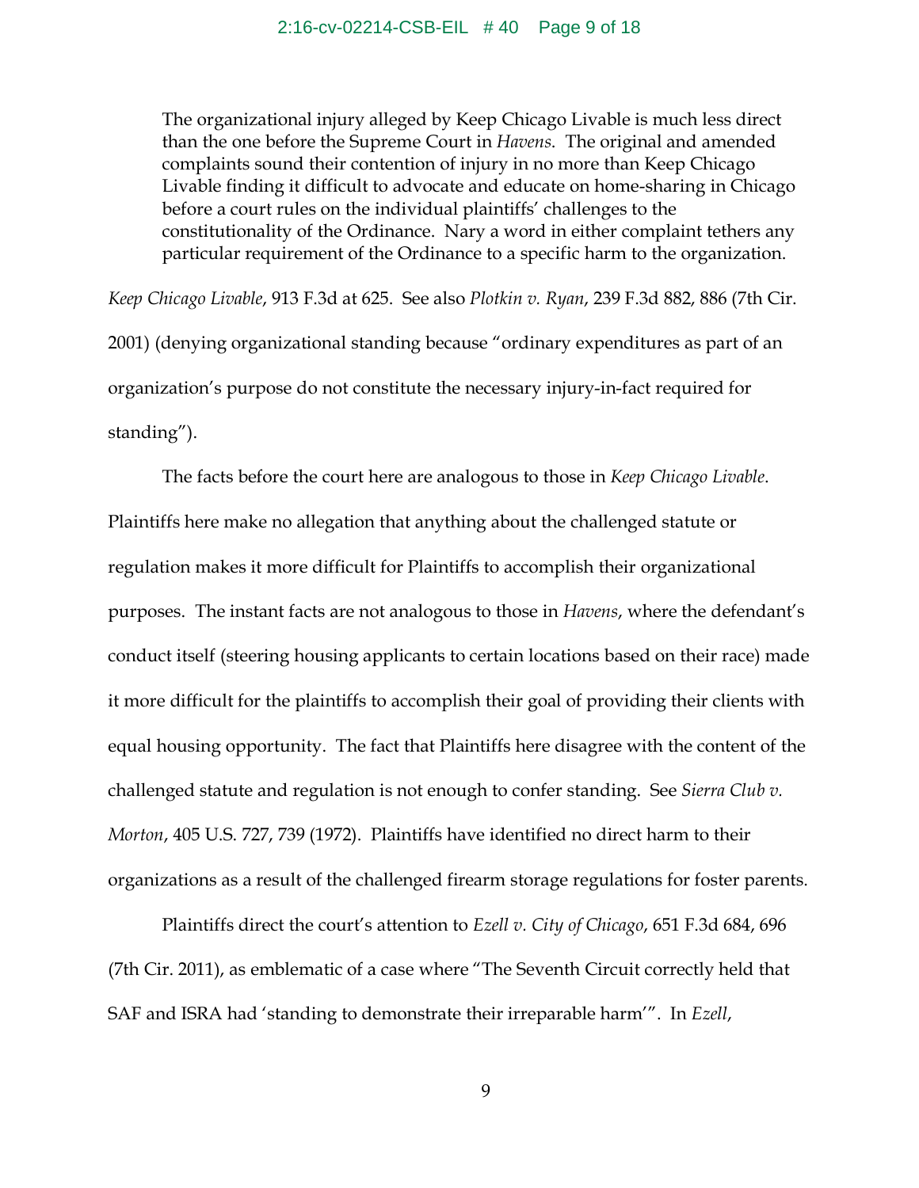> The organizational injury alleged by Keep Chicago Livable is much less direct than the one before the Supreme Court in *Havens*. The original and amended complaints sound their contention of injury in no more than Keep Chicago Livable finding it difficult to advocate and educate on home-sharing in Chicago before a court rules on the individual plaintiffs' challenges to the constitutionality of the Ordinance. Nary a word in either complaint tethers any particular requirement of the Ordinance to a specific harm to the organization.

*Keep Chicago Livable*, 913 F.3d at 625. See also *Plotkin v. Ryan*, 239 F.3d 882, 886 (7th Cir. 2001) (denying organizational standing because "ordinary expenditures as part of an organization's purpose do not constitute the necessary injury-in-fact required for standing").

The facts before the court here are analogous to those in *Keep Chicago Livable*. Plaintiffs here make no allegation that anything about the challenged statute or regulation makes it more difficult for Plaintiffs to accomplish their organizational purposes. The instant facts are not analogous to those in *Havens*, where the defendant's conduct itself (steering housing applicants to certain locations based on their race) made it more difficult for the plaintiffs to accomplish their goal of providing their clients with equal housing opportunity. The fact that Plaintiffs here disagree with the content of the challenged statute and regulation is not enough to confer standing. See *Sierra Club v. Morton*, 405 U.S. 727, 739 (1972). Plaintiffs have identified no direct harm to their organizations as a result of the challenged firearm storage regulations for foster parents.

Plaintiffs direct the court's attention to *Ezell v. City of Chicago*, 651 F.3d 684, 696 (7th Cir. 2011), as emblematic of a case where "The Seventh Circuit correctly held that SAF and ISRA had 'standing to demonstrate their irreparable harm'". In *Ezell*,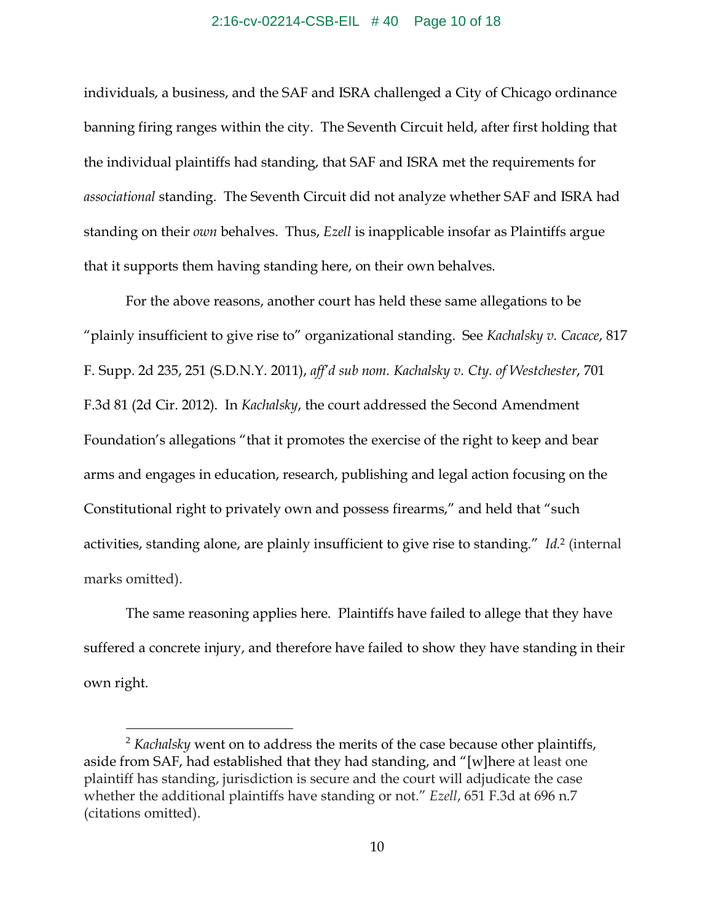individuals, a business, and the SAF and ISRA challenged a City of Chicago ordinance banning firing ranges within the city. The Seventh Circuit held, after first holding that the individual plaintiffs had standing, that SAF and ISRA met the requirements for *associational* standing. The Seventh Circuit did not analyze whether SAF and ISRA had standing on their *own* behalves. Thus, *Ezell* is inapplicable insofar as Plaintiffs argue that it supports them having standing here, on their own behalves.

For the above reasons, another court has held these same allegations to be "plainly insufficient to give rise to" organizational standing. See *Kachalsky v. Cacace*, 817 F. Supp. 2d 235, 251 (S.D.N.Y. 2011), *aff'd sub nom. Kachalsky v. Cty. of Westchester*, 701 F.3d 81 (2d Cir. 2012). In *Kachalsky*, the court addressed the Second Amendment Foundation's allegations "that it promotes the exercise of the right to keep and bear arms and engages in education, research, publishing and legal action focusing on the Constitutional right to privately own and possess firearms," and held that "such activities, standing alone, are plainly insufficient to give rise to standing." *Id.*[2] (internal marks omitted).

The same reasoning applies here. Plaintiffs have failed to allege that they have suffered a concrete injury, and therefore have failed to show they have standing in their own right.

---

[2] *Kachalsky* went on to address the merits of the case because other plaintiffs, aside from SAF, had established that they had standing, and "[w]here at least one plaintiff has standing, jurisdiction is secure and the court will adjudicate the case whether the additional plaintiffs have standing or not." *Ezell*, 651 F.3d at 696 n.7 (citations omitted).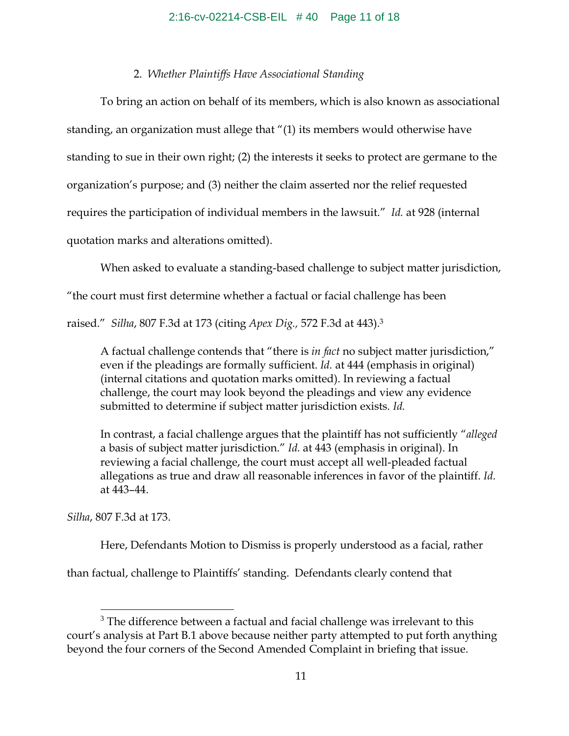2. *Whether Plaintiffs Have Associational Standing*

To bring an action on behalf of its members, which is also known as associational standing, an organization must allege that "(1) its members would otherwise have standing to sue in their own right; (2) the interests it seeks to protect are germane to the organization's purpose; and (3) neither the claim asserted nor the relief requested requires the participation of individual members in the lawsuit." *Id.* at 928 (internal quotation marks and alterations omitted).

When asked to evaluate a standing-based challenge to subject matter jurisdiction, "the court must first determine whether a factual or facial challenge has been raised." *Silha*, 807 F.3d at 173 (citing *Apex Dig.,* 572 F.3d at 443).[3]

> A factual challenge contends that "there is *in fact* no subject matter jurisdiction," even if the pleadings are formally sufficient. *Id.* at 444 (emphasis in original) (internal citations and quotation marks omitted). In reviewing a factual challenge, the court may look beyond the pleadings and view any evidence submitted to determine if subject matter jurisdiction exists. *Id.*
>
> In contrast, a facial challenge argues that the plaintiff has not sufficiently "*alleged* a basis of subject matter jurisdiction." *Id.* at 443 (emphasis in original). In reviewing a facial challenge, the court must accept all well-pleaded factual allegations as true and draw all reasonable inferences in favor of the plaintiff. *Id.* at 443–44.

*Silha*, 807 F.3d at 173.

Here, Defendants Motion to Dismiss is properly understood as a facial, rather than factual, challenge to Plaintiffs' standing. Defendants clearly contend that

---

[3] The difference between a factual and facial challenge was irrelevant to this court's analysis at Part B.1 above because neither party attempted to put forth anything beyond the four corners of the Second Amended Complaint in briefing that issue.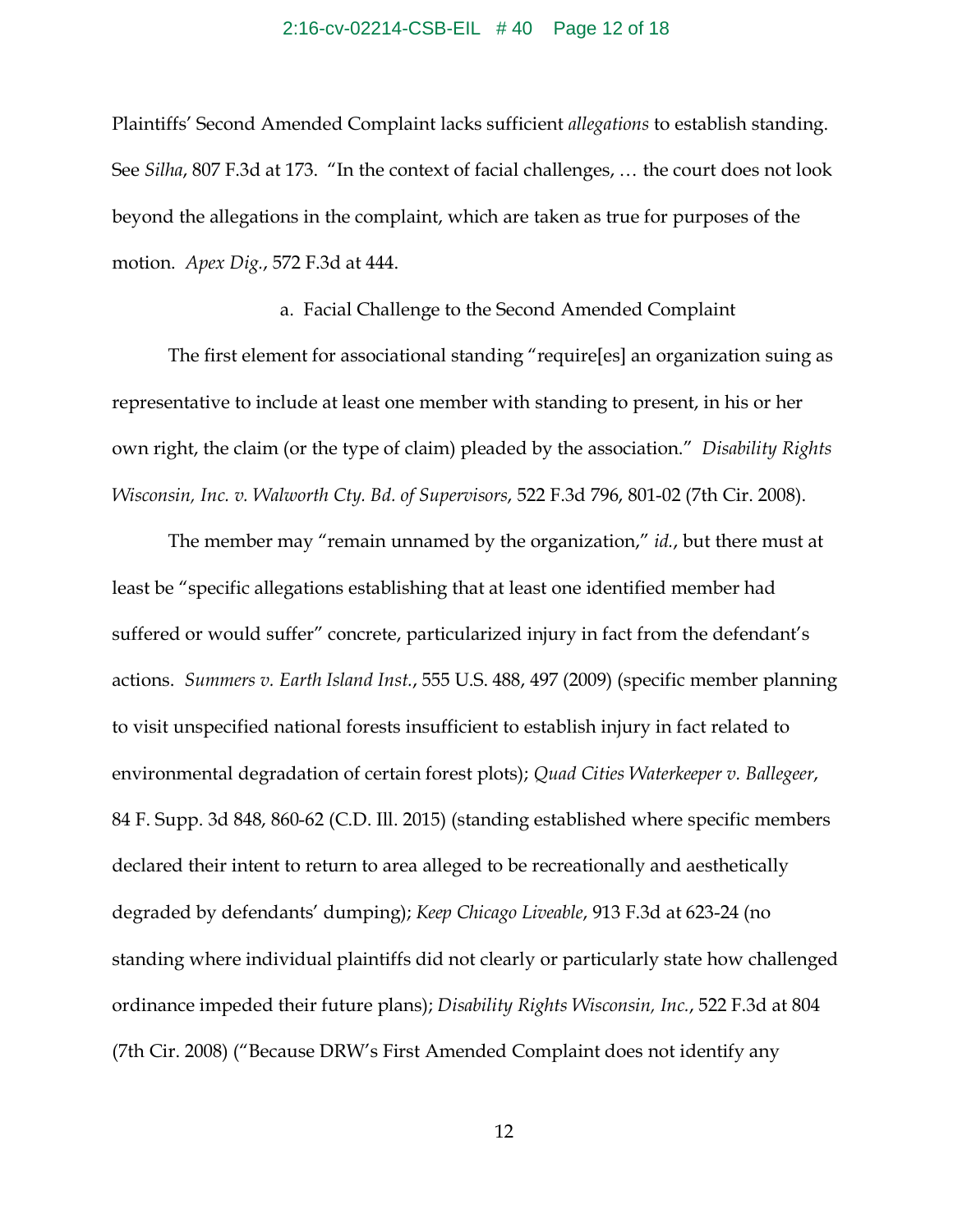Plaintiffs' Second Amended Complaint lacks sufficient *allegations* to establish standing. See *Silha*, 807 F.3d at 173. "In the context of facial challenges, … the court does not look beyond the allegations in the complaint, which are taken as true for purposes of the motion. *Apex Dig.*, 572 F.3d at 444.

a. Facial Challenge to the Second Amended Complaint

The first element for associational standing "require[es] an organization suing as representative to include at least one member with standing to present, in his or her own right, the claim (or the type of claim) pleaded by the association." *Disability Rights Wisconsin, Inc. v. Walworth Cty. Bd. of Supervisors*, 522 F.3d 796, 801-02 (7th Cir. 2008).

The member may "remain unnamed by the organization," *id.*, but there must at least be "specific allegations establishing that at least one identified member had suffered or would suffer" concrete, particularized injury in fact from the defendant's actions. *Summers v. Earth Island Inst.*, 555 U.S. 488, 497 (2009) (specific member planning to visit unspecified national forests insufficient to establish injury in fact related to environmental degradation of certain forest plots); *Quad Cities Waterkeeper v. Ballegeer*, 84 F. Supp. 3d 848, 860-62 (C.D. Ill. 2015) (standing established where specific members declared their intent to return to area alleged to be recreationally and aesthetically degraded by defendants' dumping); *Keep Chicago Liveable*, 913 F.3d at 623-24 (no standing where individual plaintiffs did not clearly or particularly state how challenged ordinance impeded their future plans); *Disability Rights Wisconsin, Inc.*, 522 F.3d at 804 (7th Cir. 2008) ("Because DRW's First Amended Complaint does not identify any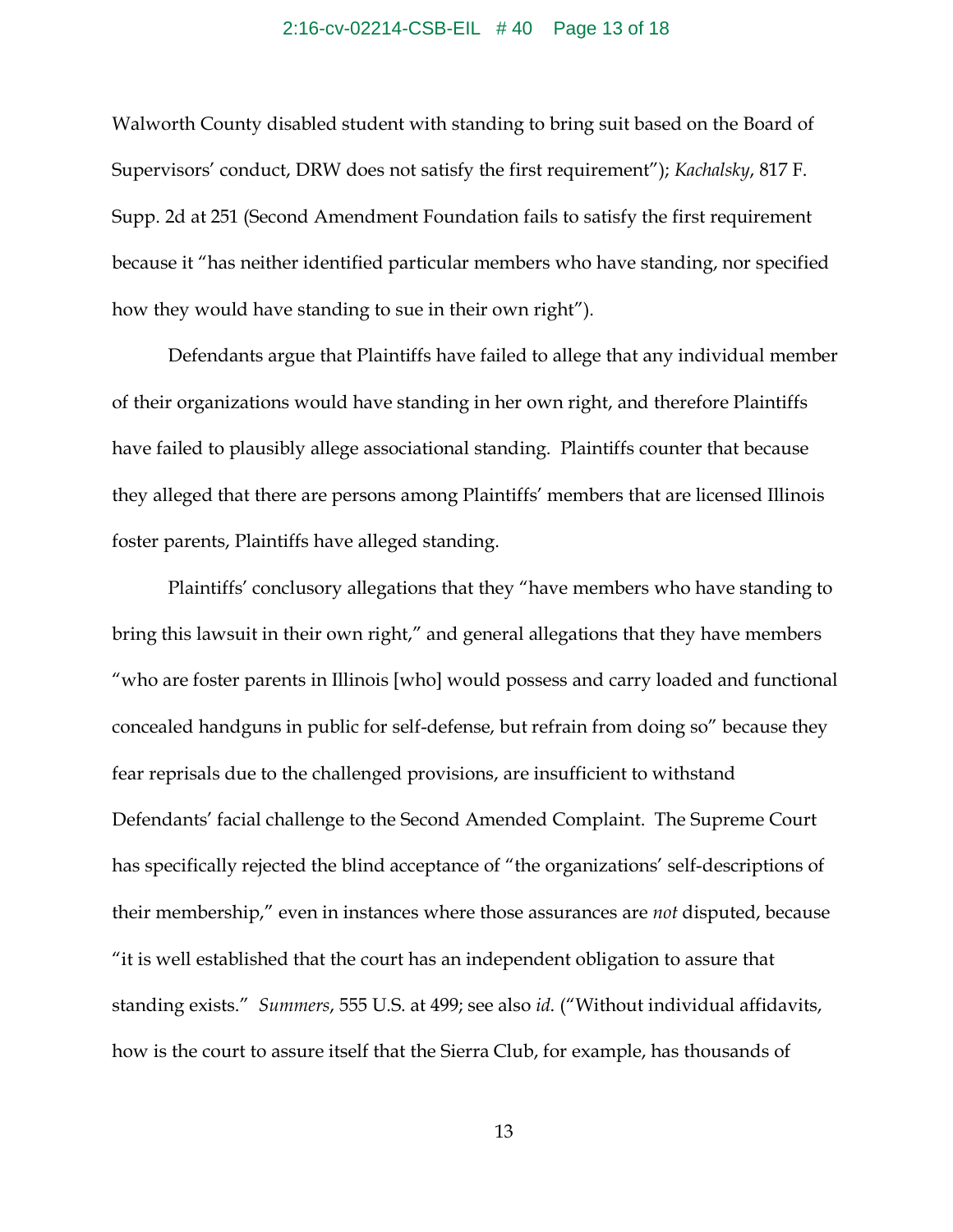Walworth County disabled student with standing to bring suit based on the Board of Supervisors' conduct, DRW does not satisfy the first requirement"); *Kachalsky*, 817 F. Supp. 2d at 251 (Second Amendment Foundation fails to satisfy the first requirement because it "has neither identified particular members who have standing, nor specified how they would have standing to sue in their own right").

Defendants argue that Plaintiffs have failed to allege that any individual member of their organizations would have standing in her own right, and therefore Plaintiffs have failed to plausibly allege associational standing. Plaintiffs counter that because they alleged that there are persons among Plaintiffs' members that are licensed Illinois foster parents, Plaintiffs have alleged standing.

Plaintiffs' conclusory allegations that they "have members who have standing to bring this lawsuit in their own right," and general allegations that they have members "who are foster parents in Illinois [who] would possess and carry loaded and functional concealed handguns in public for self-defense, but refrain from doing so" because they fear reprisals due to the challenged provisions, are insufficient to withstand Defendants' facial challenge to the Second Amended Complaint. The Supreme Court has specifically rejected the blind acceptance of "the organizations' self-descriptions of their membership," even in instances where those assurances are *not* disputed, because "it is well established that the court has an independent obligation to assure that standing exists." *Summers*, 555 U.S. at 499; see also *id.* ("Without individual affidavits, how is the court to assure itself that the Sierra Club, for example, has thousands of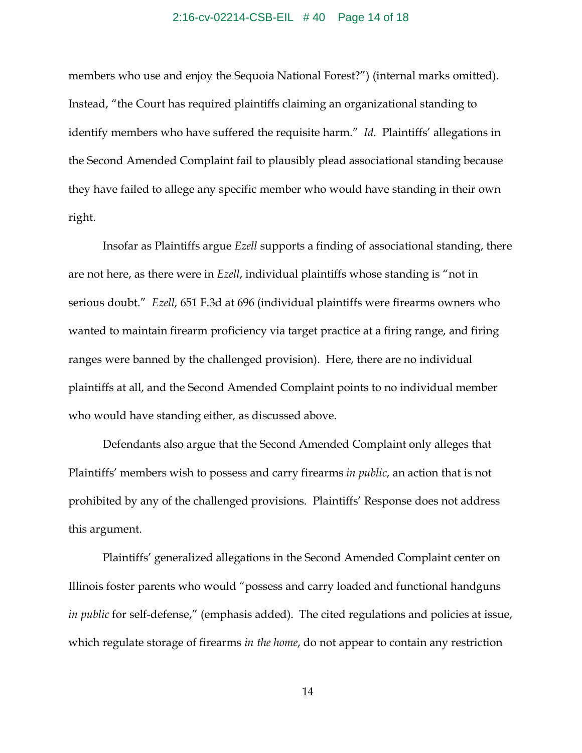members who use and enjoy the Sequoia National Forest?") (internal marks omitted). Instead, "the Court has required plaintiffs claiming an organizational standing to identify members who have suffered the requisite harm." *Id.* Plaintiffs' allegations in the Second Amended Complaint fail to plausibly plead associational standing because they have failed to allege any specific member who would have standing in their own right.

Insofar as Plaintiffs argue *Ezell* supports a finding of associational standing, there are not here, as there were in *Ezell*, individual plaintiffs whose standing is "not in serious doubt." *Ezell*, 651 F.3d at 696 (individual plaintiffs were firearms owners who wanted to maintain firearm proficiency via target practice at a firing range, and firing ranges were banned by the challenged provision). Here, there are no individual plaintiffs at all, and the Second Amended Complaint points to no individual member who would have standing either, as discussed above.

Defendants also argue that the Second Amended Complaint only alleges that Plaintiffs' members wish to possess and carry firearms *in public*, an action that is not prohibited by any of the challenged provisions. Plaintiffs' Response does not address this argument.

Plaintiffs' generalized allegations in the Second Amended Complaint center on Illinois foster parents who would "possess and carry loaded and functional handguns *in public* for self-defense," (emphasis added). The cited regulations and policies at issue, which regulate storage of firearms *in the home*, do not appear to contain any restriction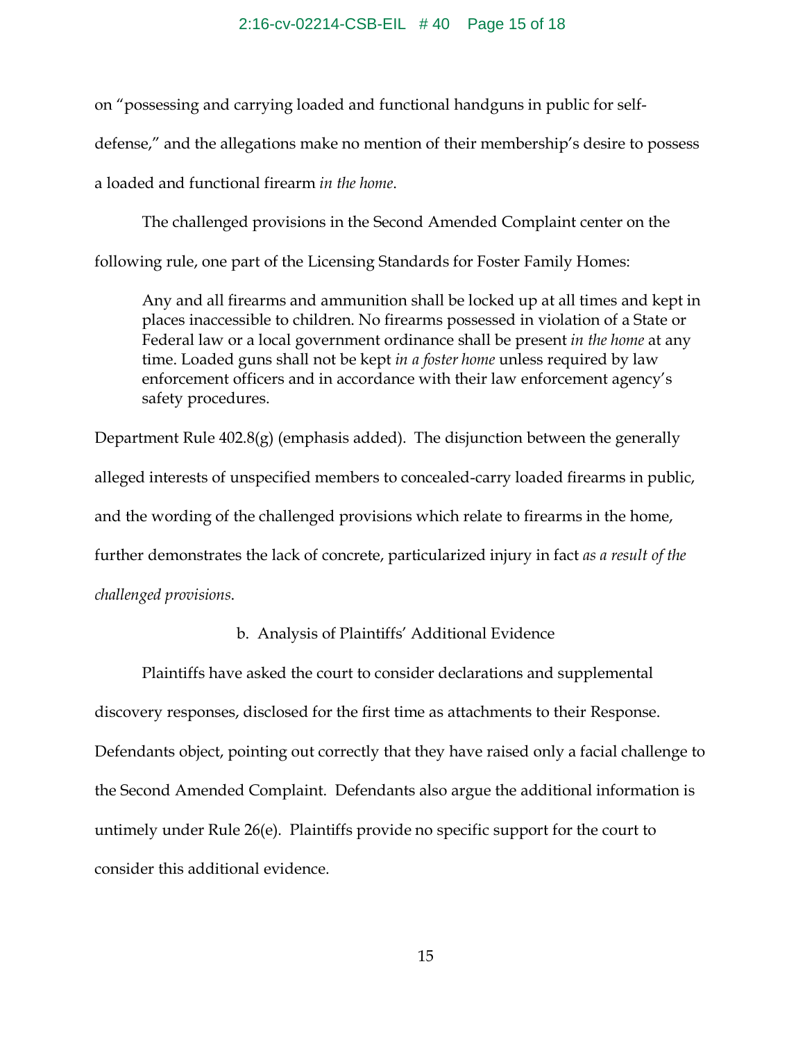on "possessing and carrying loaded and functional handguns in public for self-defense," and the allegations make no mention of their membership's desire to possess a loaded and functional firearm *in the home*.

The challenged provisions in the Second Amended Complaint center on the following rule, one part of the Licensing Standards for Foster Family Homes:

> Any and all firearms and ammunition shall be locked up at all times and kept in places inaccessible to children. No firearms possessed in violation of a State or Federal law or a local government ordinance shall be present *in the home* at any time. Loaded guns shall not be kept *in a foster home* unless required by law enforcement officers and in accordance with their law enforcement agency's safety procedures.

Department Rule 402.8(g) (emphasis added). The disjunction between the generally alleged interests of unspecified members to concealed-carry loaded firearms in public, and the wording of the challenged provisions which relate to firearms in the home, further demonstrates the lack of concrete, particularized injury in fact *as a result of the challenged provisions*.

b. Analysis of Plaintiffs' Additional Evidence

Plaintiffs have asked the court to consider declarations and supplemental discovery responses, disclosed for the first time as attachments to their Response. Defendants object, pointing out correctly that they have raised only a facial challenge to the Second Amended Complaint. Defendants also argue the additional information is untimely under Rule 26(e). Plaintiffs provide no specific support for the court to consider this additional evidence.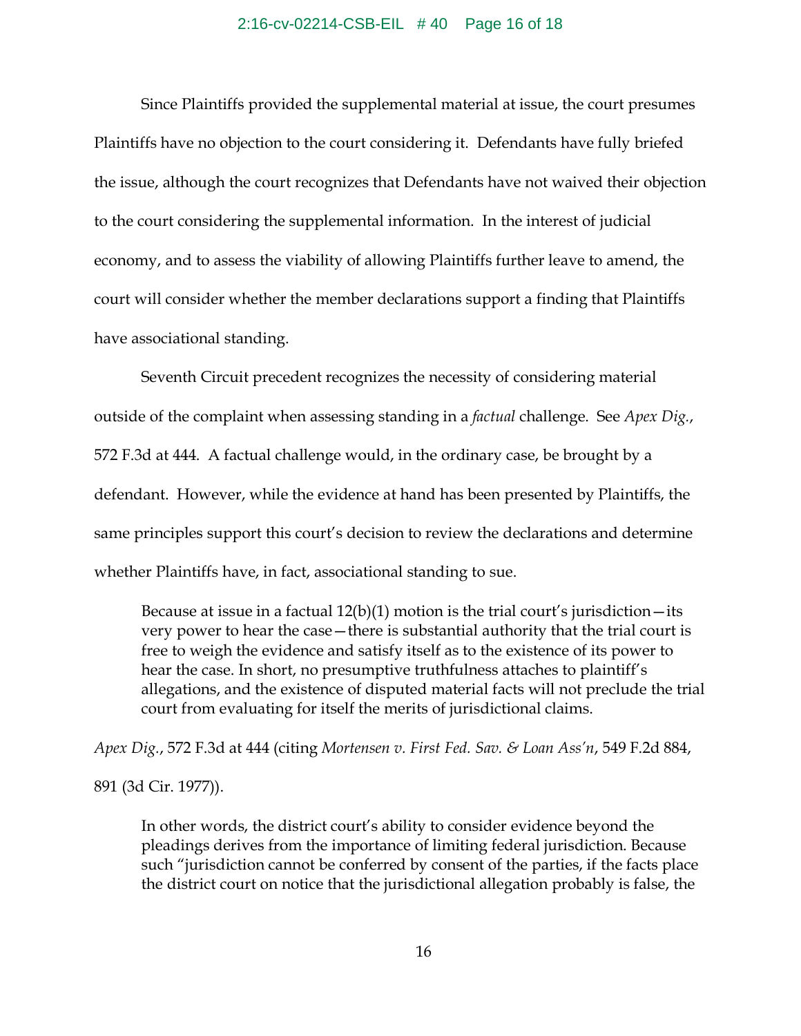Since Plaintiffs provided the supplemental material at issue, the court presumes Plaintiffs have no objection to the court considering it. Defendants have fully briefed the issue, although the court recognizes that Defendants have not waived their objection to the court considering the supplemental information. In the interest of judicial economy, and to assess the viability of allowing Plaintiffs further leave to amend, the court will consider whether the member declarations support a finding that Plaintiffs have associational standing.

Seventh Circuit precedent recognizes the necessity of considering material outside of the complaint when assessing standing in a *factual* challenge. See *Apex Dig.*, 572 F.3d at 444. A factual challenge would, in the ordinary case, be brought by a defendant. However, while the evidence at hand has been presented by Plaintiffs, the same principles support this court's decision to review the declarations and determine whether Plaintiffs have, in fact, associational standing to sue.

> Because at issue in a factual 12(b)(1) motion is the trial court's jurisdiction—its very power to hear the case—there is substantial authority that the trial court is free to weigh the evidence and satisfy itself as to the existence of its power to hear the case. In short, no presumptive truthfulness attaches to plaintiff's allegations, and the existence of disputed material facts will not preclude the trial court from evaluating for itself the merits of jurisdictional claims.

*Apex Dig.*, 572 F.3d at 444 (citing *Mortensen v. First Fed. Sav. & Loan Ass'n*, 549 F.2d 884, 891 (3d Cir. 1977)).

> In other words, the district court's ability to consider evidence beyond the pleadings derives from the importance of limiting federal jurisdiction. Because such "jurisdiction cannot be conferred by consent of the parties, if the facts place the district court on notice that the jurisdictional allegation probably is false, the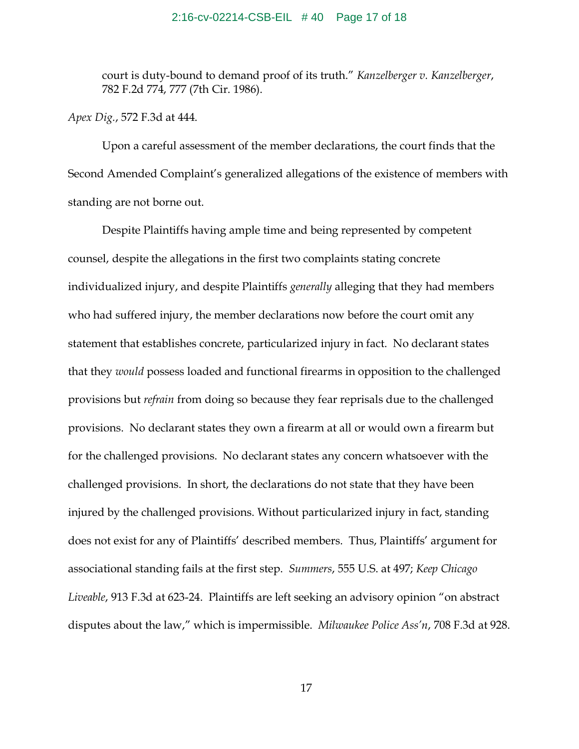> court is duty-bound to demand proof of its truth." *Kanzelberger v. Kanzelberger*, 782 F.2d 774, 777 (7th Cir. 1986).

*Apex Dig.*, 572 F.3d at 444.

Upon a careful assessment of the member declarations, the court finds that the Second Amended Complaint's generalized allegations of the existence of members with standing are not borne out.

Despite Plaintiffs having ample time and being represented by competent counsel, despite the allegations in the first two complaints stating concrete individualized injury, and despite Plaintiffs *generally* alleging that they had members who had suffered injury, the member declarations now before the court omit any statement that establishes concrete, particularized injury in fact. No declarant states that they *would* possess loaded and functional firearms in opposition to the challenged provisions but *refrain* from doing so because they fear reprisals due to the challenged provisions. No declarant states they own a firearm at all or would own a firearm but for the challenged provisions. No declarant states any concern whatsoever with the challenged provisions. In short, the declarations do not state that they have been injured by the challenged provisions. Without particularized injury in fact, standing does not exist for any of Plaintiffs' described members. Thus, Plaintiffs' argument for associational standing fails at the first step. *Summers*, 555 U.S. at 497; *Keep Chicago Liveable*, 913 F.3d at 623-24. Plaintiffs are left seeking an advisory opinion "on abstract disputes about the law," which is impermissible. *Milwaukee Police Ass'n*, 708 F.3d at 928.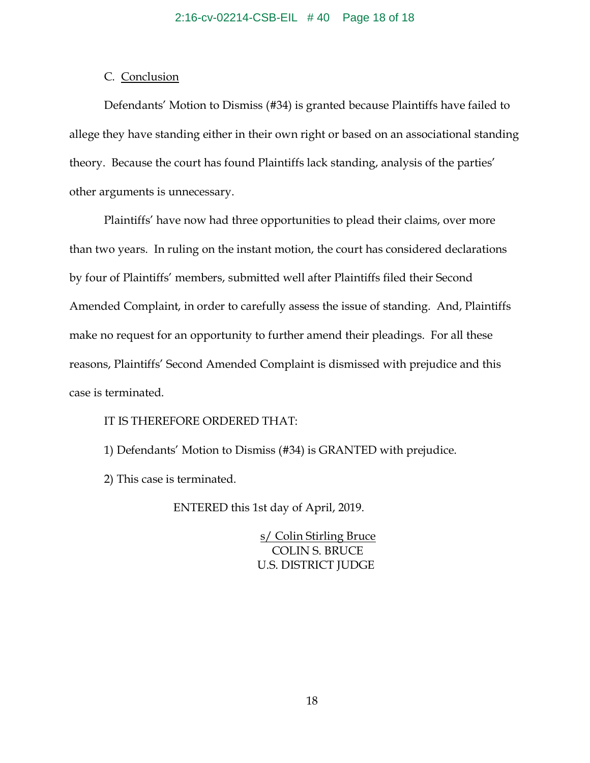### C. Conclusion

Defendants' Motion to Dismiss (#34) is granted because Plaintiffs have failed to allege they have standing either in their own right or based on an associational standing theory. Because the court has found Plaintiffs lack standing, analysis of the parties' other arguments is unnecessary.

Plaintiffs' have now had three opportunities to plead their claims, over more than two years. In ruling on the instant motion, the court has considered declarations by four of Plaintiffs' members, submitted well after Plaintiffs filed their Second Amended Complaint, in order to carefully assess the issue of standing. And, Plaintiffs make no request for an opportunity to further amend their pleadings. For all these reasons, Plaintiffs' Second Amended Complaint is dismissed with prejudice and this case is terminated.

IT IS THEREFORE ORDERED THAT:

1) Defendants' Motion to Dismiss (#34) is GRANTED with prejudice.

2) This case is terminated.

ENTERED this 1st day of April, 2019.

s/ Colin Stirling Bruce
COLIN S. BRUCE
U.S. DISTRICT JUDGE